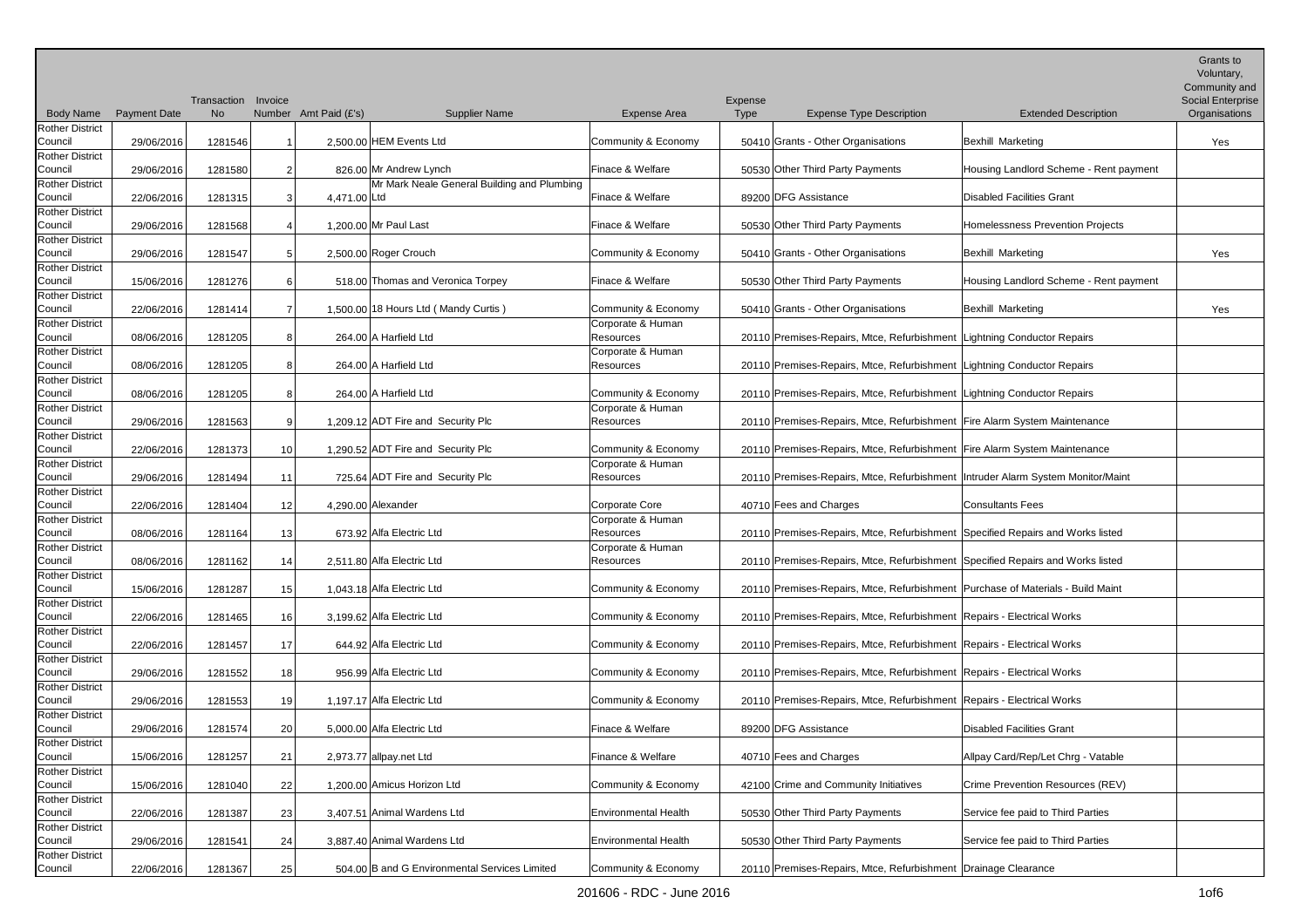| Body Name | Payment Date | Transaction No | Invoice Number | Amt Paid (£'s) | Supplier Name | Expense Area | Expense Type | Expense Type Description | Extended Description | Grants to Voluntary, Community and Social Enterprise Organisations |
|---|---|---|---|---|---|---|---|---|---|---|
| Rother District Council | 29/06/2016 | 1281546 | 1 | 2,500.00 | HEM Events Ltd | Community & Economy | 50410 | Grants - Other Organisations | Bexhill Marketing | Yes |
| Rother District Council | 29/06/2016 | 1281580 | 2 | 826.00 | Mr Andrew Lynch | Finace & Welfare | 50530 | Other Third Party Payments | Housing Landlord Scheme - Rent payment | |
| Rother District Council | 22/06/2016 | 1281315 | 3 | 4,471.00 | Mr Mark Neale General Building and Plumbing Ltd | Finace & Welfare | 89200 | DFG Assistance | Disabled Facilities Grant | |
| Rother District Council | 29/06/2016 | 1281568 | 4 | 1,200.00 | Mr Paul Last | Finace & Welfare | 50530 | Other Third Party Payments | Homelessness Prevention Projects | |
| Rother District Council | 29/06/2016 | 1281547 | 5 | 2,500.00 | Roger Crouch | Community & Economy | 50410 | Grants - Other Organisations | Bexhill Marketing | Yes |
| Rother District Council | 15/06/2016 | 1281276 | 6 | 518.00 | Thomas and Veronica Torpey | Finace & Welfare | 50530 | Other Third Party Payments | Housing Landlord Scheme - Rent payment | |
| Rother District Council | 22/06/2016 | 1281414 | 7 | 1,500.00 | 18 Hours Ltd ( Mandy Curtis ) | Community & Economy | 50410 | Grants - Other Organisations | Bexhill Marketing | Yes |
| Rother District Council | 08/06/2016 | 1281205 | 8 | 264.00 | A Harfield Ltd | Corporate & Human Resources | 20110 | Premises-Repairs, Mtce, Refurbishment | Lightning Conductor Repairs | |
| Rother District Council | 08/06/2016 | 1281205 | 8 | 264.00 | A Harfield Ltd | Corporate & Human Resources | 20110 | Premises-Repairs, Mtce, Refurbishment | Lightning Conductor Repairs | |
| Rother District Council | 08/06/2016 | 1281205 | 8 | 264.00 | A Harfield Ltd | Community & Economy | 20110 | Premises-Repairs, Mtce, Refurbishment | Lightning Conductor Repairs | |
| Rother District Council | 29/06/2016 | 1281563 | 9 | 1,209.12 | ADT Fire and Security Plc | Corporate & Human Resources | 20110 | Premises-Repairs, Mtce, Refurbishment | Fire Alarm System Maintenance | |
| Rother District Council | 22/06/2016 | 1281373 | 10 | 1,290.52 | ADT Fire and Security Plc | Community & Economy | 20110 | Premises-Repairs, Mtce, Refurbishment | Fire Alarm System Maintenance | |
| Rother District Council | 29/06/2016 | 1281494 | 11 | 725.64 | ADT Fire and Security Plc | Corporate & Human Resources | 20110 | Premises-Repairs, Mtce, Refurbishment | Intruder Alarm System Monitor/Maint | |
| Rother District Council | 22/06/2016 | 1281404 | 12 | 4,290.00 | Alexander | Corporate Core | 40710 | Fees and Charges | Consultants Fees | |
| Rother District Council | 08/06/2016 | 1281164 | 13 | 673.92 | Alfa Electric Ltd | Corporate & Human Resources | 20110 | Premises-Repairs, Mtce, Refurbishment | Specified Repairs and Works listed | |
| Rother District Council | 08/06/2016 | 1281162 | 14 | 2,511.80 | Alfa Electric Ltd | Corporate & Human Resources | 20110 | Premises-Repairs, Mtce, Refurbishment | Specified Repairs and Works listed | |
| Rother District Council | 15/06/2016 | 1281287 | 15 | 1,043.18 | Alfa Electric Ltd | Community & Economy | 20110 | Premises-Repairs, Mtce, Refurbishment | Purchase of Materials - Build Maint | |
| Rother District Council | 22/06/2016 | 1281465 | 16 | 3,199.62 | Alfa Electric Ltd | Community & Economy | 20110 | Premises-Repairs, Mtce, Refurbishment | Repairs - Electrical Works | |
| Rother District Council | 22/06/2016 | 1281457 | 17 | 644.92 | Alfa Electric Ltd | Community & Economy | 20110 | Premises-Repairs, Mtce, Refurbishment | Repairs - Electrical Works | |
| Rother District Council | 29/06/2016 | 1281552 | 18 | 956.99 | Alfa Electric Ltd | Community & Economy | 20110 | Premises-Repairs, Mtce, Refurbishment | Repairs - Electrical Works | |
| Rother District Council | 29/06/2016 | 1281553 | 19 | 1,197.17 | Alfa Electric Ltd | Community & Economy | 20110 | Premises-Repairs, Mtce, Refurbishment | Repairs - Electrical Works | |
| Rother District Council | 29/06/2016 | 1281574 | 20 | 5,000.00 | Alfa Electric Ltd | Finace & Welfare | 89200 | DFG Assistance | Disabled Facilities Grant | |
| Rother District Council | 15/06/2016 | 1281257 | 21 | 2,973.77 | allpay.net Ltd | Finance & Welfare | 40710 | Fees and Charges | Allpay Card/Rep/Let Chrg - Vatable | |
| Rother District Council | 15/06/2016 | 1281040 | 22 | 1,200.00 | Amicus Horizon Ltd | Community & Economy | 42100 | Crime and Community Initiatives | Crime Prevention Resources (REV) | |
| Rother District Council | 22/06/2016 | 1281387 | 23 | 3,407.51 | Animal Wardens Ltd | Environmental Health | 50530 | Other Third Party Payments | Service fee paid to Third Parties | |
| Rother District Council | 29/06/2016 | 1281541 | 24 | 3,887.40 | Animal Wardens Ltd | Environmental Health | 50530 | Other Third Party Payments | Service fee paid to Third Parties | |
| Rother District Council | 22/06/2016 | 1281367 | 25 | 504.00 | B and G Environmental Services Limited | Community & Economy | 20110 | Premises-Repairs, Mtce, Refurbishment | Drainage Clearance | |

201606 - RDC - June 2016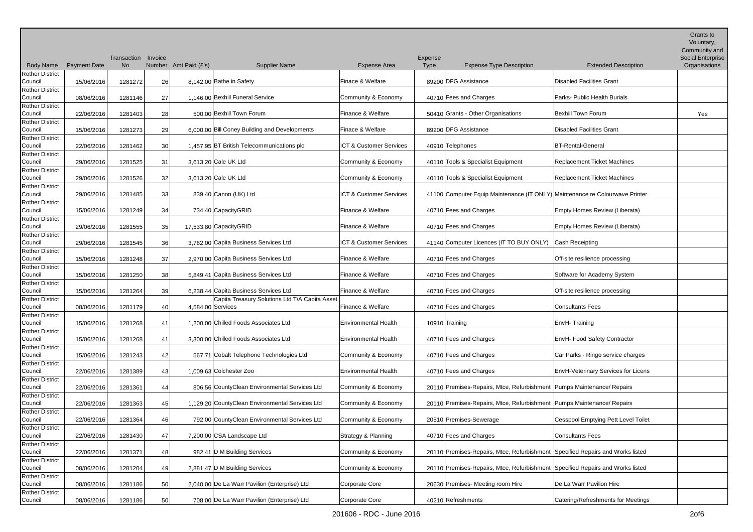| Body Name | Payment Date | Transaction No | Invoice Number | Amt Paid (£'s) | Supplier Name | Expense Area | Expense Type | Expense Type Description | Extended Description | Grants to Voluntary, Community and Social Enterprise Organisations |
|---|---|---|---|---|---|---|---|---|---|---|
| Rother District Council | 15/06/2016 | 1281272 | 26 | 8,142.00 | Bathe in Safety | Finace & Welfare | 89200 | DFG Assistance | Disabled Facilities Grant | |
| Rother District Council | 08/06/2016 | 1281146 | 27 | 1,146.00 | Bexhill Funeral Service | Community & Economy | 40710 | Fees and Charges | Parks- Public Health Burials | |
| Rother District Council | 22/06/2016 | 1281403 | 28 | 500.00 | Bexhill Town Forum | Finance & Welfare | 50410 | Grants - Other Organisations | Bexhill Town Forum | Yes |
| Rother District Council | 15/06/2016 | 1281273 | 29 | 6,000.00 | Bill Coney Building and Developments | Finace & Welfare | 89200 | DFG Assistance | Disabled Facilities Grant | |
| Rother District Council | 22/06/2016 | 1281462 | 30 | 1,457.95 | BT British Telecommunications plc | ICT & Customer Services | 40910 | Telephones | BT-Rental-General | |
| Rother District Council | 29/06/2016 | 1281525 | 31 | 3,613.20 | Cale UK Ltd | Community & Economy | 40110 | Tools & Specialist Equipment | Replacement Ticket Machines | |
| Rother District Council | 29/06/2016 | 1281526 | 32 | 3,613.20 | Cale UK Ltd | Community & Economy | 40110 | Tools & Specialist Equipment | Replacement Ticket Machines | |
| Rother District Council | 29/06/2016 | 1281485 | 33 | 839.40 | Canon (UK) Ltd | ICT & Customer Services | 41100 | Computer Equip Maintenance (IT ONLY) | Maintenance re Colourwave Printer | |
| Rother District Council | 15/06/2016 | 1281249 | 34 | 734.40 | CapacityGRID | Finance & Welfare | 40710 | Fees and Charges | Empty Homes Review (Liberata) | |
| Rother District Council | 29/06/2016 | 1281555 | 35 | 17,533.80 | CapacityGRID | Finance & Welfare | 40710 | Fees and Charges | Empty Homes Review (Liberata) | |
| Rother District Council | 29/06/2016 | 1281545 | 36 | 3,762.00 | Capita Business Services Ltd | ICT & Customer Services | 41140 | Computer Licences (IT TO BUY ONLY) | Cash Receipting | |
| Rother District Council | 15/06/2016 | 1281248 | 37 | 2,970.00 | Capita Business Services Ltd | Finance & Welfare | 40710 | Fees and Charges | Off-site resilience processing | |
| Rother District Council | 15/06/2016 | 1281250 | 38 | 5,849.41 | Capita Business Services Ltd | Finance & Welfare | 40710 | Fees and Charges | Software for Academy System | |
| Rother District Council | 15/06/2016 | 1281264 | 39 | 6,238.44 | Capita Business Services Ltd | Finance & Welfare | 40710 | Fees and Charges | Off-site resilience processing | |
| Rother District Council | 08/06/2016 | 1281179 | 40 | 4,584.00 | Capita Treasury Solutions Ltd T/A Capita Asset Services | Finance & Welfare | 40710 | Fees and Charges | Consultants Fees | |
| Rother District Council | 15/06/2016 | 1281268 | 41 | 1,200.00 | Chilled Foods Associates Ltd | Environmental Health | 10910 | Training | EnvH- Training | |
| Rother District Council | 15/06/2016 | 1281268 | 41 | 3,300.00 | Chilled Foods Associates Ltd | Environmental Health | 40710 | Fees and Charges | EnvH- Food Safety Contractor | |
| Rother District Council | 15/06/2016 | 1281243 | 42 | 567.71 | Cobalt Telephone Technologies Ltd | Community & Economy | 40710 | Fees and Charges | Car Parks - Ringo service charges | |
| Rother District Council | 22/06/2016 | 1281389 | 43 | 1,009.63 | Colchester Zoo | Environmental Health | 40710 | Fees and Charges | EnvH-Veterinary Services for Licens | |
| Rother District Council | 22/06/2016 | 1281361 | 44 | 806.56 | CountyClean Environmental Services Ltd | Community & Economy | 20110 | Premises-Repairs, Mtce, Refurbishment | Pumps Maintenance/ Repairs | |
| Rother District Council | 22/06/2016 | 1281363 | 45 | 1,129.20 | CountyClean Environmental Services Ltd | Community & Economy | 20110 | Premises-Repairs, Mtce, Refurbishment | Pumps Maintenance/ Repairs | |
| Rother District Council | 22/06/2016 | 1281364 | 46 | 792.00 | CountyClean Environmental Services Ltd | Community & Economy | 20510 | Premises-Sewerage | Cesspool Emptying Pett Level Toilet | |
| Rother District Council | 22/06/2016 | 1281430 | 47 | 7,200.00 | CSA Landscape Ltd | Strategy & Planning | 40710 | Fees and Charges | Consultants Fees | |
| Rother District Council | 22/06/2016 | 1281371 | 48 | 982.41 | D M Building Services | Community & Economy | 20110 | Premises-Repairs, Mtce, Refurbishment | Specified Repairs and Works listed | |
| Rother District Council | 08/06/2016 | 1281204 | 49 | 2,881.47 | D M Building Services | Community & Economy | 20110 | Premises-Repairs, Mtce, Refurbishment | Specified Repairs and Works listed | |
| Rother District Council | 08/06/2016 | 1281186 | 50 | 2,040.00 | De La Warr Pavilion (Enterprise) Ltd | Corporate Core | 20630 | Premises- Meeting room Hire | De La Warr Pavilion Hire | |
| Rother District Council | 08/06/2016 | 1281186 | 50 | 708.00 | De La Warr Pavilion (Enterprise) Ltd | Corporate Core | 40210 | Refreshments | Catering/Refreshments for Meetings | |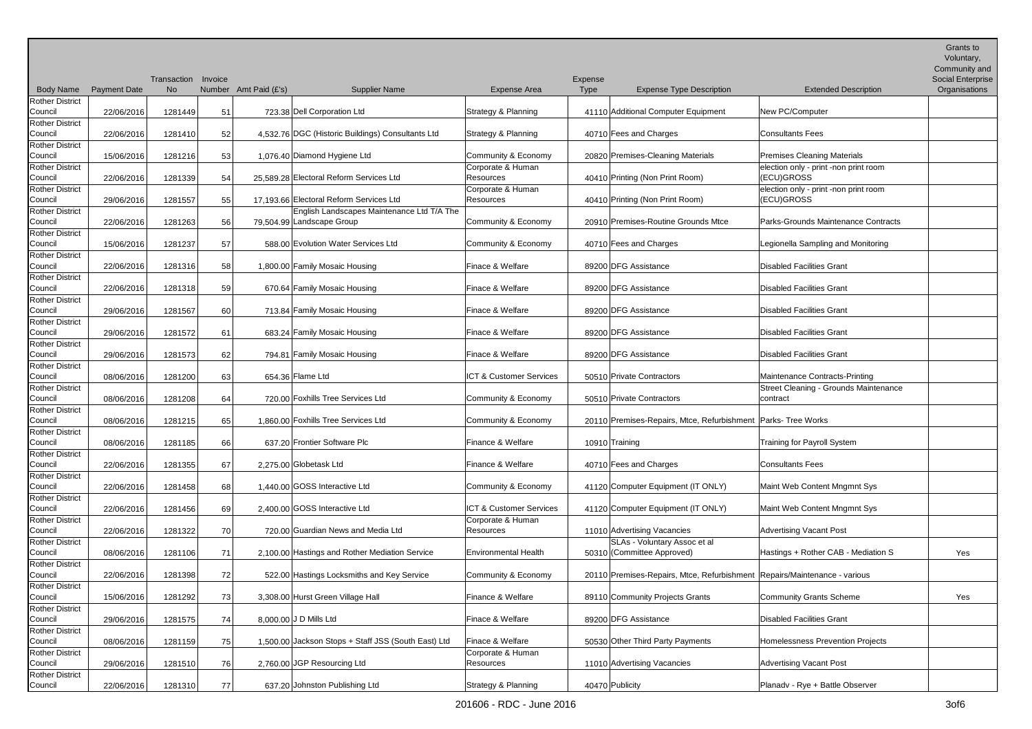| Body Name | Payment Date | Transaction No | Invoice Number | Amt Paid (£'s) | Supplier Name | Expense Area | Expense Type | Expense Type Description | Extended Description | Grants to Voluntary, Community and Social Enterprise Organisations |
|---|---|---|---|---|---|---|---|---|---|---|
| Rother District Council | 22/06/2016 | 1281449 | 51 | 723.38 | Dell Corporation Ltd | Strategy & Planning | 41110 | Additional Computer Equipment | New PC/Computer | |
| Rother District Council | 22/06/2016 | 1281410 | 52 | 4,532.76 | DGC (Historic Buildings) Consultants Ltd | Strategy & Planning | 40710 | Fees and Charges | Consultants Fees | |
| Rother District Council | 15/06/2016 | 1281216 | 53 | 1,076.40 | Diamond Hygiene Ltd | Community & Economy | 20820 | Premises-Cleaning Materials | Premises Cleaning Materials | |
| Rother District Council | 22/06/2016 | 1281339 | 54 | 25,589.28 | Electoral Reform Services Ltd | Corporate & Human Resources | 40410 | Printing (Non Print Room) | election only - print -non print room (ECU)GROSS | |
| Rother District Council | 29/06/2016 | 1281557 | 55 | 17,193.66 | Electoral Reform Services Ltd | Corporate & Human Resources | 40410 | Printing (Non Print Room) | election only - print -non print room (ECU)GROSS | |
| Rother District Council | 22/06/2016 | 1281263 | 56 | 79,504.99 | English Landscapes Maintenance Ltd T/A The Landscape Group | Community & Economy | 20910 | Premises-Routine Grounds Mtce | Parks-Grounds Maintenance Contracts | |
| Rother District Council | 15/06/2016 | 1281237 | 57 | 588.00 | Evolution Water Services Ltd | Community & Economy | 40710 | Fees and Charges | Legionella Sampling and Monitoring | |
| Rother District Council | 22/06/2016 | 1281316 | 58 | 1,800.00 | Family Mosaic Housing | Finace & Welfare | 89200 | DFG Assistance | Disabled Facilities Grant | |
| Rother District Council | 22/06/2016 | 1281318 | 59 | 670.64 | Family Mosaic Housing | Finace & Welfare | 89200 | DFG Assistance | Disabled Facilities Grant | |
| Rother District Council | 29/06/2016 | 1281567 | 60 | 713.84 | Family Mosaic Housing | Finace & Welfare | 89200 | DFG Assistance | Disabled Facilities Grant | |
| Rother District Council | 29/06/2016 | 1281572 | 61 | 683.24 | Family Mosaic Housing | Finace & Welfare | 89200 | DFG Assistance | Disabled Facilities Grant | |
| Rother District Council | 29/06/2016 | 1281573 | 62 | 794.81 | Family Mosaic Housing | Finace & Welfare | 89200 | DFG Assistance | Disabled Facilities Grant | |
| Rother District Council | 08/06/2016 | 1281200 | 63 | 654.36 | Flame Ltd | ICT & Customer Services | 50510 | Private Contractors | Maintenance Contracts-Printing | |
| Rother District Council | 08/06/2016 | 1281208 | 64 | 720.00 | Foxhills Tree Services Ltd | Community & Economy | 50510 | Private Contractors | Street Cleaning - Grounds Maintenance contract | |
| Rother District Council | 08/06/2016 | 1281215 | 65 | 1,860.00 | Foxhills Tree Services Ltd | Community & Economy | 20110 | Premises-Repairs, Mtce, Refurbishment | Parks- Tree Works | |
| Rother District Council | 08/06/2016 | 1281185 | 66 | 637.20 | Frontier Software Plc | Finance & Welfare | 10910 | Training | Training for Payroll System | |
| Rother District Council | 22/06/2016 | 1281355 | 67 | 2,275.00 | Globetask Ltd | Finance & Welfare | 40710 | Fees and Charges | Consultants Fees | |
| Rother District Council | 22/06/2016 | 1281458 | 68 | 1,440.00 | GOSS Interactive Ltd | Community & Economy | 41120 | Computer Equipment (IT ONLY) | Maint Web Content Mngmnt Sys | |
| Rother District Council | 22/06/2016 | 1281456 | 69 | 2,400.00 | GOSS Interactive Ltd | ICT & Customer Services | 41120 | Computer Equipment (IT ONLY) | Maint Web Content Mngmnt Sys | |
| Rother District Council | 22/06/2016 | 1281322 | 70 | 720.00 | Guardian News and Media Ltd | Corporate & Human Resources | 11010 | Advertising Vacancies | Advertising Vacant Post | |
| Rother District Council | 08/06/2016 | 1281106 | 71 | 2,100.00 | Hastings and Rother Mediation Service | Environmental Health | 50310 | SLAs - Voluntary Assoc et al (Committee Approved) | Hastings + Rother CAB - Mediation S | Yes |
| Rother District Council | 22/06/2016 | 1281398 | 72 | 522.00 | Hastings Locksmiths and Key Service | Community & Economy | 20110 | Premises-Repairs, Mtce, Refurbishment | Repairs/Maintenance - various | |
| Rother District Council | 15/06/2016 | 1281292 | 73 | 3,308.00 | Hurst Green Village Hall | Finance & Welfare | 89110 | Community Projects Grants | Community Grants Scheme | Yes |
| Rother District Council | 29/06/2016 | 1281575 | 74 | 8,000.00 | J D Mills Ltd | Finace & Welfare | 89200 | DFG Assistance | Disabled Facilities Grant | |
| Rother District Council | 08/06/2016 | 1281159 | 75 | 1,500.00 | Jackson Stops + Staff JSS (South East) Ltd | Finace & Welfare | 50530 | Other Third Party Payments | Homelessness Prevention Projects | |
| Rother District Council | 29/06/2016 | 1281510 | 76 | 2,760.00 | JGP Resourcing Ltd | Corporate & Human Resources | 11010 | Advertising Vacancies | Advertising Vacant Post | |
| Rother District Council | 22/06/2016 | 1281310 | 77 | 637.20 | Johnston Publishing Ltd | Strategy & Planning | 40470 | Publicity | Planadv - Rye + Battle Observer | |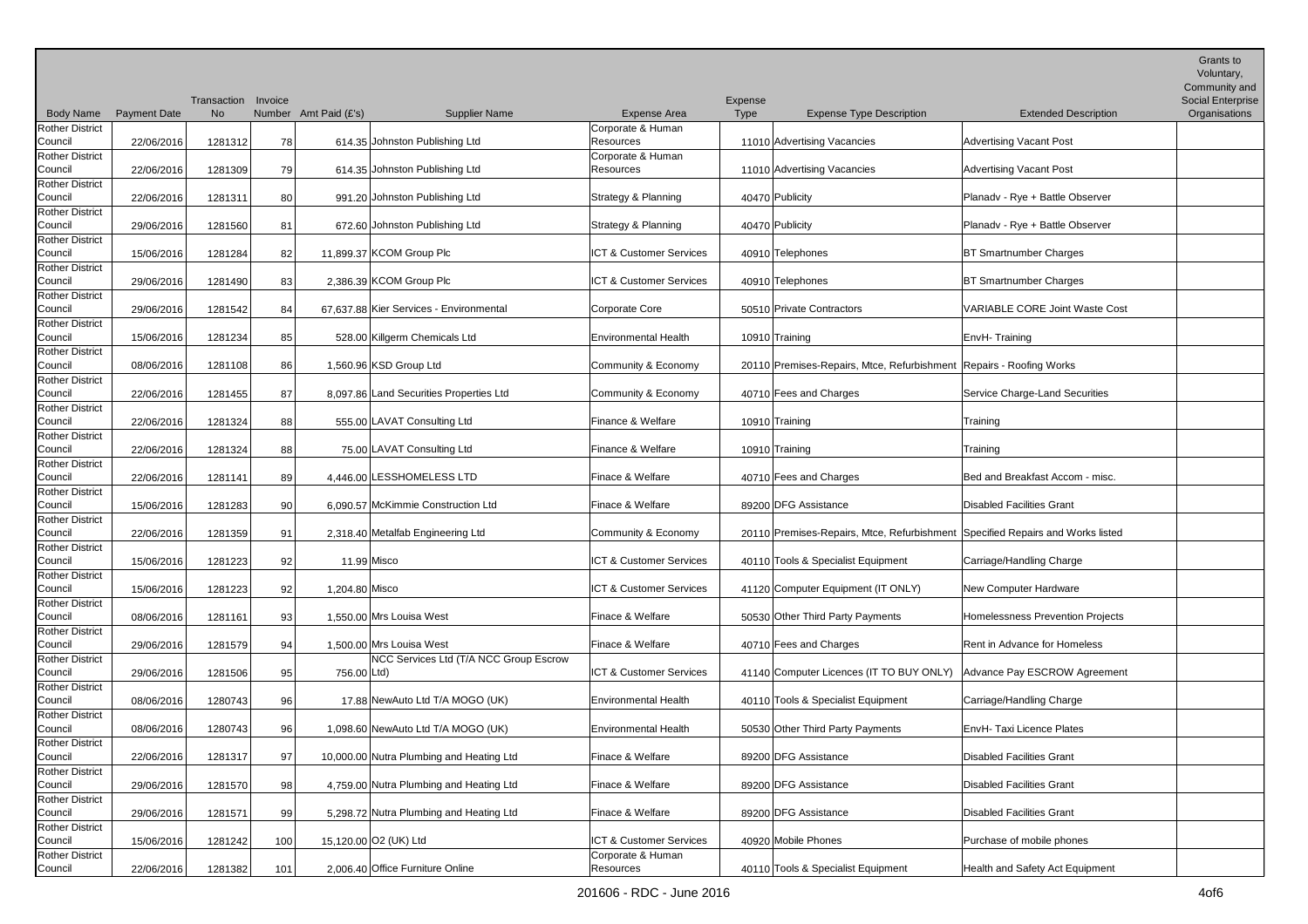| Body Name | Payment Date | Transaction No | Invoice Number | Amt Paid (£'s) | Supplier Name | Expense Area | Expense Type | Expense Type Description | Extended Description | Grants to Voluntary, Community and Social Enterprise Organisations |
|---|---|---|---|---|---|---|---|---|---|---|
| Rother District Council | 22/06/2016 | 1281312 | 78 | 614.35 | Johnston Publishing Ltd | Corporate & Human Resources | 11010 | Advertising Vacancies | Advertising Vacant Post | |
| Rother District Council | 22/06/2016 | 1281309 | 79 | 614.35 | Johnston Publishing Ltd | Corporate & Human Resources | 11010 | Advertising Vacancies | Advertising Vacant Post | |
| Rother District Council | 22/06/2016 | 1281311 | 80 | 991.20 | Johnston Publishing Ltd | Strategy & Planning | 40470 | Publicity | Planadv - Rye + Battle Observer | |
| Rother District Council | 29/06/2016 | 1281560 | 81 | 672.60 | Johnston Publishing Ltd | Strategy & Planning | 40470 | Publicity | Planadv - Rye + Battle Observer | |
| Rother District Council | 15/06/2016 | 1281284 | 82 | 11,899.37 | KCOM Group Plc | ICT & Customer Services | 40910 | Telephones | BT Smartnumber Charges | |
| Rother District Council | 29/06/2016 | 1281490 | 83 | 2,386.39 | KCOM Group Plc | ICT & Customer Services | 40910 | Telephones | BT Smartnumber Charges | |
| Rother District Council | 29/06/2016 | 1281542 | 84 | 67,637.88 | Kier Services - Environmental | Corporate Core | 50510 | Private Contractors | VARIABLE CORE Joint Waste Cost | |
| Rother District Council | 15/06/2016 | 1281234 | 85 | 528.00 | Killgerm Chemicals Ltd | Environmental Health | 10910 | Training | EnvH- Training | |
| Rother District Council | 08/06/2016 | 1281108 | 86 | 1,560.96 | KSD Group Ltd | Community & Economy | 20110 | Premises-Repairs, Mtce, Refurbishment | Repairs - Roofing Works | |
| Rother District Council | 22/06/2016 | 1281455 | 87 | 8,097.86 | Land Securities Properties Ltd | Community & Economy | 40710 | Fees and Charges | Service Charge-Land Securities | |
| Rother District Council | 22/06/2016 | 1281324 | 88 | 555.00 | LAVAT Consulting Ltd | Finance & Welfare | 10910 | Training | Training | |
| Rother District Council | 22/06/2016 | 1281324 | 88 | 75.00 | LAVAT Consulting Ltd | Finance & Welfare | 10910 | Training | Training | |
| Rother District Council | 22/06/2016 | 1281141 | 89 | 4,446.00 | LESSHOMELESS LTD | Finace & Welfare | 40710 | Fees and Charges | Bed and Breakfast Accom - misc. | |
| Rother District Council | 15/06/2016 | 1281283 | 90 | 6,090.57 | McKimmie Construction Ltd | Finace & Welfare | 89200 | DFG Assistance | Disabled Facilities Grant | |
| Rother District Council | 22/06/2016 | 1281359 | 91 | 2,318.40 | Metalfab Engineering Ltd | Community & Economy | 20110 | Premises-Repairs, Mtce, Refurbishment | Specified Repairs and Works listed | |
| Rother District Council | 15/06/2016 | 1281223 | 92 | 11.99 | Misco | ICT & Customer Services | 40110 | Tools & Specialist Equipment | Carriage/Handling Charge | |
| Rother District Council | 15/06/2016 | 1281223 | 92 | 1,204.80 | Misco | ICT & Customer Services | 41120 | Computer Equipment (IT ONLY) | New Computer Hardware | |
| Rother District Council | 08/06/2016 | 1281161 | 93 | 1,550.00 | Mrs Louisa West | Finace & Welfare | 50530 | Other Third Party Payments | Homelessness Prevention Projects | |
| Rother District Council | 29/06/2016 | 1281579 | 94 | 1,500.00 | Mrs Louisa West | Finace & Welfare | 40710 | Fees and Charges | Rent in Advance for Homeless | |
| Rother District Council | 29/06/2016 | 1281506 | 95 | 756.00 | NCC Services Ltd (T/A NCC Group Escrow Ltd) | ICT & Customer Services | 41140 | Computer Licences (IT TO BUY ONLY) | Advance Pay ESCROW Agreement | |
| Rother District Council | 08/06/2016 | 1280743 | 96 | 17.88 | NewAuto Ltd T/A MOGO (UK) | Environmental Health | 40110 | Tools & Specialist Equipment | Carriage/Handling Charge | |
| Rother District Council | 08/06/2016 | 1280743 | 96 | 1,098.60 | NewAuto Ltd T/A MOGO (UK) | Environmental Health | 50530 | Other Third Party Payments | EnvH- Taxi Licence Plates | |
| Rother District Council | 22/06/2016 | 1281317 | 97 | 10,000.00 | Nutra Plumbing and Heating Ltd | Finace & Welfare | 89200 | DFG Assistance | Disabled Facilities Grant | |
| Rother District Council | 29/06/2016 | 1281570 | 98 | 4,759.00 | Nutra Plumbing and Heating Ltd | Finace & Welfare | 89200 | DFG Assistance | Disabled Facilities Grant | |
| Rother District Council | 29/06/2016 | 1281571 | 99 | 5,298.72 | Nutra Plumbing and Heating Ltd | Finace & Welfare | 89200 | DFG Assistance | Disabled Facilities Grant | |
| Rother District Council | 15/06/2016 | 1281242 | 100 | 15,120.00 | O2 (UK) Ltd | ICT & Customer Services | 40920 | Mobile Phones | Purchase of mobile phones | |
| Rother District Council | 22/06/2016 | 1281382 | 101 | 2,006.40 | Office Furniture Online | Corporate & Human Resources | 40110 | Tools & Specialist Equipment | Health and Safety Act Equipment | |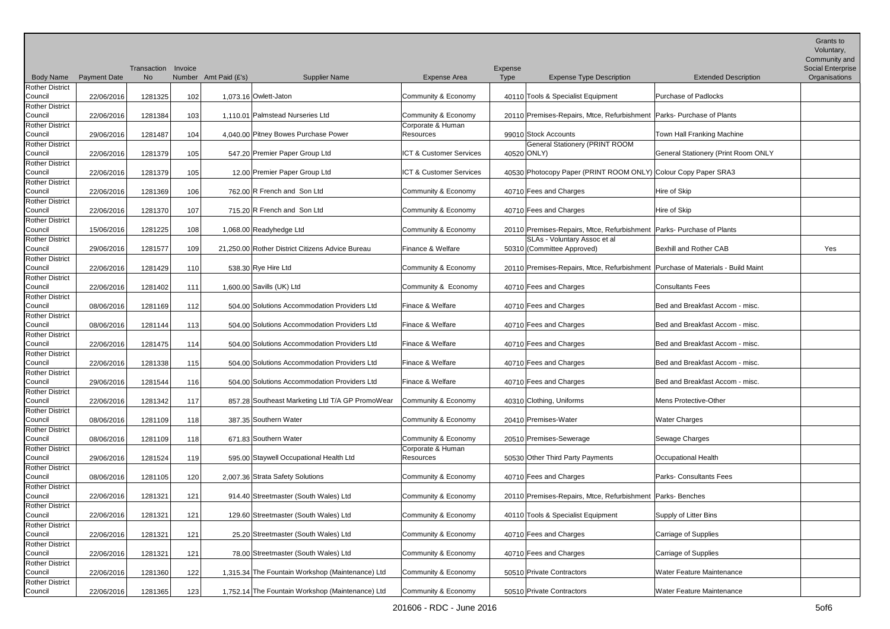| Body Name | Payment Date | Transaction No | Invoice Number | Amt Paid (£'s) | Supplier Name | Expense Area | Expense Type | Expense Type Description | Extended Description | Grants to Voluntary, Community and Social Enterprise Organisations |
|---|---|---|---|---|---|---|---|---|---|---|
| Rother District Council | 22/06/2016 | 1281325 | 102 | 1,073.16 | Owlett-Jaton | Community & Economy | 40110 | Tools & Specialist Equipment | Purchase of Padlocks | |
| Rother District Council | 22/06/2016 | 1281384 | 103 | 1,110.01 | Palmstead Nurseries Ltd | Community & Economy | 20110 | Premises-Repairs, Mtce, Refurbishment | Parks- Purchase of Plants | |
| Rother District Council | 29/06/2016 | 1281487 | 104 | 4,040.00 | Pitney Bowes Purchase Power | Corporate & Human Resources | 99010 | Stock Accounts | Town Hall Franking Machine | |
| Rother District Council | 22/06/2016 | 1281379 | 105 | 547.20 | Premier Paper Group Ltd | ICT & Customer Services | 40520 | General Stationery (PRINT ROOM ONLY) | General Stationery (Print Room ONLY | |
| Rother District Council | 22/06/2016 | 1281379 | 105 | 12.00 | Premier Paper Group Ltd | ICT & Customer Services | 40530 | Photocopy Paper (PRINT ROOM ONLY) | Colour Copy Paper SRA3 | |
| Rother District Council | 22/06/2016 | 1281369 | 106 | 762.00 | R French and Son Ltd | Community & Economy | 40710 | Fees and Charges | Hire of Skip | |
| Rother District Council | 22/06/2016 | 1281370 | 107 | 715.20 | R French and Son Ltd | Community & Economy | 40710 | Fees and Charges | Hire of Skip | |
| Rother District Council | 15/06/2016 | 1281225 | 108 | 1,068.00 | Readyhedge Ltd | Community & Economy | 20110 | Premises-Repairs, Mtce, Refurbishment | Parks- Purchase of Plants | |
| Rother District Council | 29/06/2016 | 1281577 | 109 | 21,250.00 | Rother District Citizens Advice Bureau | Finance & Welfare | 50310 | SLAs - Voluntary Assoc et al (Committee Approved) | Bexhill and Rother CAB | Yes |
| Rother District Council | 22/06/2016 | 1281429 | 110 | 538.30 | Rye Hire Ltd | Community & Economy | 20110 | Premises-Repairs, Mtce, Refurbishment | Purchase of Materials - Build Maint | |
| Rother District Council | 22/06/2016 | 1281402 | 111 | 1,600.00 | Savills (UK) Ltd | Community & Economy | 40710 | Fees and Charges | Consultants Fees | |
| Rother District Council | 08/06/2016 | 1281169 | 112 | 504.00 | Solutions Accommodation Providers Ltd | Finace & Welfare | 40710 | Fees and Charges | Bed and Breakfast Accom - misc. | |
| Rother District Council | 08/06/2016 | 1281144 | 113 | 504.00 | Solutions Accommodation Providers Ltd | Finace & Welfare | 40710 | Fees and Charges | Bed and Breakfast Accom - misc. | |
| Rother District Council | 22/06/2016 | 1281475 | 114 | 504.00 | Solutions Accommodation Providers Ltd | Finace & Welfare | 40710 | Fees and Charges | Bed and Breakfast Accom - misc. | |
| Rother District Council | 22/06/2016 | 1281338 | 115 | 504.00 | Solutions Accommodation Providers Ltd | Finace & Welfare | 40710 | Fees and Charges | Bed and Breakfast Accom - misc. | |
| Rother District Council | 29/06/2016 | 1281544 | 116 | 504.00 | Solutions Accommodation Providers Ltd | Finace & Welfare | 40710 | Fees and Charges | Bed and Breakfast Accom - misc. | |
| Rother District Council | 22/06/2016 | 1281342 | 117 | 857.28 | Southeast Marketing Ltd T/A GP PromoWear | Community & Economy | 40310 | Clothing, Uniforms | Mens Protective-Other | |
| Rother District Council | 08/06/2016 | 1281109 | 118 | 387.35 | Southern Water | Community & Economy | 20410 | Premises-Water | Water Charges | |
| Rother District Council | 08/06/2016 | 1281109 | 118 | 671.83 | Southern Water | Community & Economy | 20510 | Premises-Sewerage | Sewage Charges | |
| Rother District Council | 29/06/2016 | 1281524 | 119 | 595.00 | Staywell Occupational Health Ltd | Corporate & Human Resources | 50530 | Other Third Party Payments | Occupational Health | |
| Rother District Council | 08/06/2016 | 1281105 | 120 | 2,007.36 | Strata Safety Solutions | Community & Economy | 40710 | Fees and Charges | Parks- Consultants Fees | |
| Rother District Council | 22/06/2016 | 1281321 | 121 | 914.40 | Streetmaster (South Wales) Ltd | Community & Economy | 20110 | Premises-Repairs, Mtce, Refurbishment | Parks- Benches | |
| Rother District Council | 22/06/2016 | 1281321 | 121 | 129.60 | Streetmaster (South Wales) Ltd | Community & Economy | 40110 | Tools & Specialist Equipment | Supply of Litter Bins | |
| Rother District Council | 22/06/2016 | 1281321 | 121 | 25.20 | Streetmaster (South Wales) Ltd | Community & Economy | 40710 | Fees and Charges | Carriage of Supplies | |
| Rother District Council | 22/06/2016 | 1281321 | 121 | 78.00 | Streetmaster (South Wales) Ltd | Community & Economy | 40710 | Fees and Charges | Carriage of Supplies | |
| Rother District Council | 22/06/2016 | 1281360 | 122 | 1,315.34 | The Fountain Workshop (Maintenance) Ltd | Community & Economy | 50510 | Private Contractors | Water Feature Maintenance | |
| Rother District Council | 22/06/2016 | 1281365 | 123 | 1,752.14 | The Fountain Workshop (Maintenance) Ltd | Community & Economy | 50510 | Private Contractors | Water Feature Maintenance | |

201606 - RDC - June 2016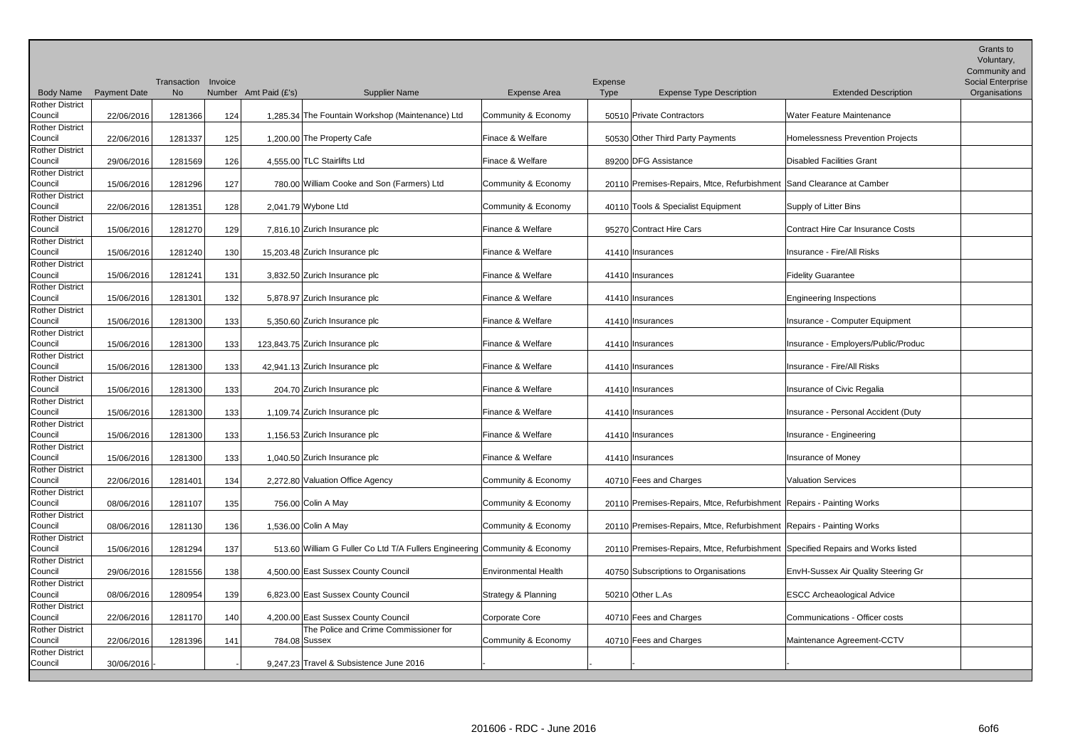| Body Name | Payment Date | Transaction No | Invoice Number | Amt Paid (£'s) | Supplier Name | Expense Area | Expense Type | Expense Type Description | Extended Description | Grants to Voluntary, Community and Social Enterprise Organisations |
|---|---|---|---|---|---|---|---|---|---|---|
| Rother District Council | 22/06/2016 | 1281366 | 124 | 1,285.34 | The Fountain Workshop (Maintenance) Ltd | Community & Economy | 50510 | Private Contractors | Water Feature Maintenance | |
| Rother District Council | 22/06/2016 | 1281337 | 125 | 1,200.00 | The Property Cafe | Finace & Welfare | 50530 | Other Third Party Payments | Homelessness Prevention Projects | |
| Rother District Council | 29/06/2016 | 1281569 | 126 | 4,555.00 | TLC Stairlifts Ltd | Finace & Welfare | 89200 | DFG Assistance | Disabled Facilities Grant | |
| Rother District Council | 15/06/2016 | 1281296 | 127 | 780.00 | William Cooke and Son (Farmers) Ltd | Community & Economy | 20110 | Premises-Repairs, Mtce, Refurbishment | Sand Clearance at Camber | |
| Rother District Council | 22/06/2016 | 1281351 | 128 | 2,041.79 | Wybone Ltd | Community & Economy | 40110 | Tools & Specialist Equipment | Supply of Litter Bins | |
| Rother District Council | 15/06/2016 | 1281270 | 129 | 7,816.10 | Zurich Insurance plc | Finance & Welfare | 95270 | Contract Hire Cars | Contract Hire Car Insurance Costs | |
| Rother District Council | 15/06/2016 | 1281240 | 130 | 15,203.48 | Zurich Insurance plc | Finance & Welfare | 41410 | Insurances | Insurance - Fire/All Risks | |
| Rother District Council | 15/06/2016 | 1281241 | 131 | 3,832.50 | Zurich Insurance plc | Finance & Welfare | 41410 | Insurances | Fidelity Guarantee | |
| Rother District Council | 15/06/2016 | 1281301 | 132 | 5,878.97 | Zurich Insurance plc | Finance & Welfare | 41410 | Insurances | Engineering Inspections | |
| Rother District Council | 15/06/2016 | 1281300 | 133 | 5,350.60 | Zurich Insurance plc | Finance & Welfare | 41410 | Insurances | Insurance - Computer Equipment | |
| Rother District Council | 15/06/2016 | 1281300 | 133 | 123,843.75 | Zurich Insurance plc | Finance & Welfare | 41410 | Insurances | Insurance - Employers/Public/Produc | |
| Rother District Council | 15/06/2016 | 1281300 | 133 | 42,941.13 | Zurich Insurance plc | Finance & Welfare | 41410 | Insurances | Insurance - Fire/All Risks | |
| Rother District Council | 15/06/2016 | 1281300 | 133 | 204.70 | Zurich Insurance plc | Finance & Welfare | 41410 | Insurances | Insurance of Civic Regalia | |
| Rother District Council | 15/06/2016 | 1281300 | 133 | 1,109.74 | Zurich Insurance plc | Finance & Welfare | 41410 | Insurances | Insurance - Personal Accident (Duty | |
| Rother District Council | 15/06/2016 | 1281300 | 133 | 1,156.53 | Zurich Insurance plc | Finance & Welfare | 41410 | Insurances | Insurance - Engineering | |
| Rother District Council | 15/06/2016 | 1281300 | 133 | 1,040.50 | Zurich Insurance plc | Finance & Welfare | 41410 | Insurances | Insurance of Money | |
| Rother District Council | 22/06/2016 | 1281401 | 134 | 2,272.80 | Valuation Office Agency | Community & Economy | 40710 | Fees and Charges | Valuation Services | |
| Rother District Council | 08/06/2016 | 1281107 | 135 | 756.00 | Colin A May | Community & Economy | 20110 | Premises-Repairs, Mtce, Refurbishment | Repairs - Painting Works | |
| Rother District Council | 08/06/2016 | 1281130 | 136 | 1,536.00 | Colin A May | Community & Economy | 20110 | Premises-Repairs, Mtce, Refurbishment | Repairs - Painting Works | |
| Rother District Council | 15/06/2016 | 1281294 | 137 | 513.60 | William G Fuller Co Ltd T/A Fullers Engineering | Community & Economy | 20110 | Premises-Repairs, Mtce, Refurbishment | Specified Repairs and Works listed | |
| Rother District Council | 29/06/2016 | 1281556 | 138 | 4,500.00 | East Sussex County Council | Environmental Health | 40750 | Subscriptions to Organisations | EnvH-Sussex Air Quality Steering Gr | |
| Rother District Council | 08/06/2016 | 1280954 | 139 | 6,823.00 | East Sussex County Council | Strategy & Planning | 50210 | Other L.As | ESCC Archeaological Advice | |
| Rother District Council | 22/06/2016 | 1281170 | 140 | 4,200.00 | East Sussex County Council | Corporate Core | 40710 | Fees and Charges | Communications - Officer costs | |
| Rother District Council | 22/06/2016 | 1281396 | 141 | 784.08 | The Police and Crime Commissioner for Sussex | Community & Economy | 40710 | Fees and Charges | Maintenance Agreement-CCTV | |
| Rother District Council | 30/06/2016 | - | - | 9,247.23 | Travel & Subsistence June 2016 | - | - | - | - | |

201606 - RDC - June 2016